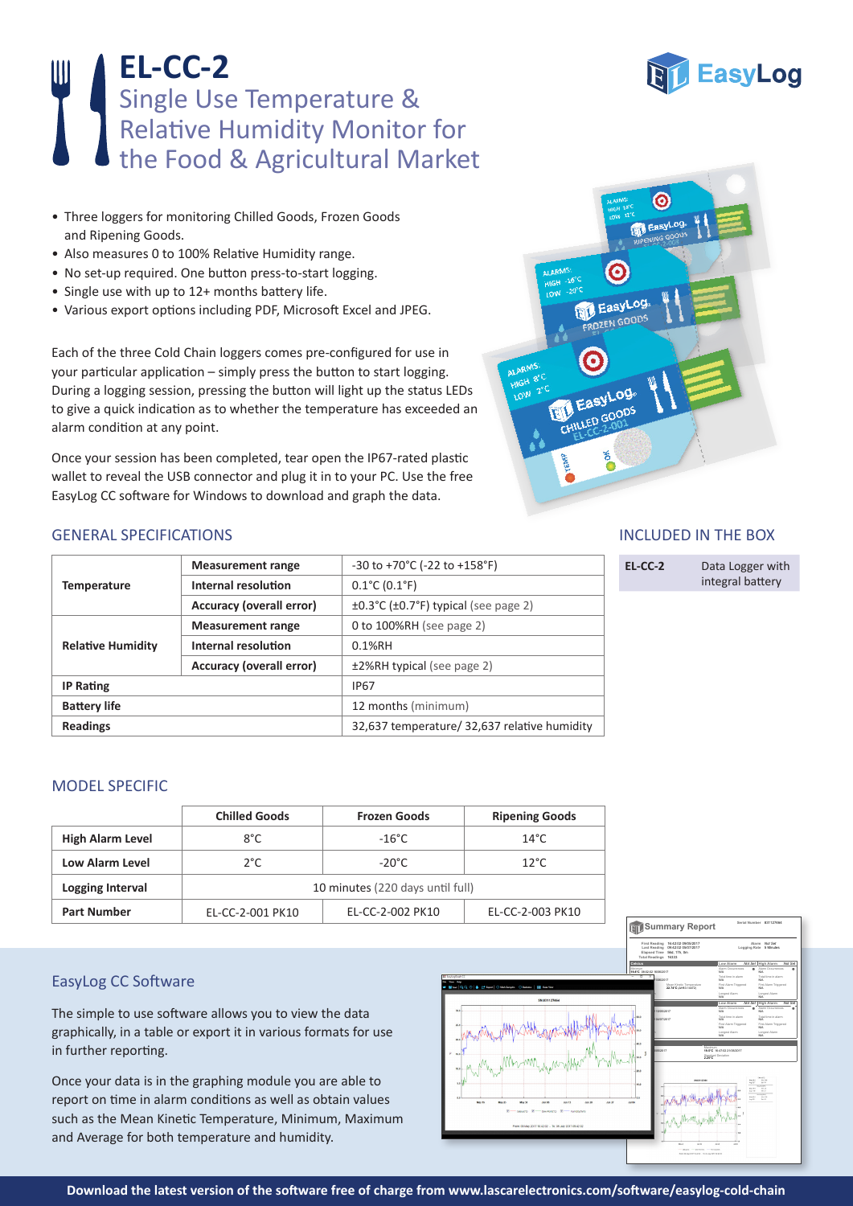# EL-CC-2

## Single Use Temperature & Relative Humidity Monitor for the Food & Agricultural Market

- Three loggers for monitoring Chilled Goods, Frozen Goods and Ripening Goods.
- Also measures 0 to 100% Relative Humidity range.
- No set-up required. One button press-to-start logging.
- Single use with up to 12+ months battery life.
- Various export options including PDF, Microsoft Excel and JPEG.

Each of the three Cold Chain loggers comes pre-configured for use in your particular application – simply press the button to start logging. During a logging session, pressing the button will light up the status LEDs to give a quick indication as to whether the temperature has exceeded an alarm condition at any point.

Once your session has been completed, tear open the IP67-rated plastic wallet to reveal the USB connector and plug it in to your PC. Use the free EasyLog CC software for Windows to download and graph the data.

## GENERAL SPECIFICATIONS

| | | |
|---|---|---|
| **Temperature** | **Measurement range** | -30 to +70°C (-22 to +158°F) |
| | **Internal resolution** | 0.1°C (0.1°F) |
| | **Accuracy (overall error)** | ±0.3°C (±0.7°F) typical (see page 2) |
| **Relative Humidity** | **Measurement range** | 0 to 100%RH (see page 2) |
| | **Internal resolution** | 0.1%RH |
| | **Accuracy (overall error)** | ±2%RH typical (see page 2) |
| **IP Rating** | | IP67 |
| **Battery life** | | 12 months (minimum) |
| **Readings** | | 32,637 temperature/ 32,637 relative humidity |

## INCLUDED IN THE BOX

| | |
|---|---|
| **EL-CC-2** | Data Logger with integral battery |

## MODEL SPECIFIC

| | Chilled Goods | Frozen Goods | Ripening Goods |
|---|---|---|---|
| **High Alarm Level** | 8°C | -16°C | 14°C |
| **Low Alarm Level** | 2°C | -20°C | 12°C |
| **Logging Interval** | 10 minutes (220 days until full) | | |
| **Part Number** | EL-CC-2-001 PK10 | EL-CC-2-002 PK10 | EL-CC-2-003 PK10 |

## EasyLog CC Software

The simple to use software allows you to view the data graphically, in a table or export it in various formats for use in further reporting.

Once your data is in the graphing module you are able to report on time in alarm conditions as well as obtain values such as the Mean Kinetic Temperature, Minimum, Maximum and Average for both temperature and humidity.

**Download the latest version of the software free of charge from www.lascarelectronics.com/software/easylog-cold-chain**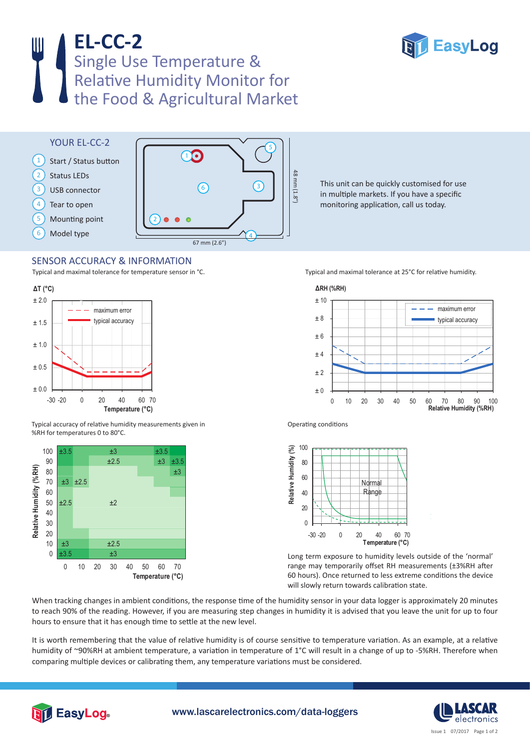# EL-CC-2

## Single Use Temperature & Relative Humidity Monitor for the Food & Agricultural Market

EasyLog

### YOUR EL-CC-2

1. Start / Status button
2. Status LEDs
3. USB connector
4. Tear to open
5. Mounting point
6. Model type

48 mm (1.8")

67 mm (2.6")

This unit can be quickly customised for use in multiple markets. If you have a specific monitoring application, call us today.

## SENSOR ACCURACY & INFORMATION

Typical and maximal tolerance for temperature sensor in °C.

ΔT (°C)
± 2.0
± 1.5
± 1.0
± 0.5
± 0.0
maximum error
typical accuracy
-30 -20 0 20 40 60 70
Temperature (°C)

Typical and maximal tolerance at 25°C for relative humidity.

ΔRH (%RH)
± 10
± 8
± 6
± 4
± 2
± 0
maximum error
typical accuracy
0 10 20 30 40 50 60 70 80 90 100
Relative Humidity (%RH)

Typical accuracy of relative humidity measurements given in %RH for temperatures 0 to 80°C.

Relative Humidity (%RH)
100 90 80 70 60 50 40 30 20 10 0
±3.5 ±3 ±3.5
±2.5 ±3 ±3.5
±3
±3 ±2.5
±2.5 ±2
±3 ±2.5
±3.5 ±3
0 10 20 30 40 50 60 70
Temperature (°C)

Operating conditions

Relative Humidity (%)
100 80 60 40 20 0
Normal Range
-30 -20 0 20 40 60 70
Temperature (°C)

Long term exposure to humidity levels outside of the 'normal' range may temporarily offset RH measurements (±3%RH after 60 hours). Once returned to less extreme conditions the device will slowly return towards calibration state.

When tracking changes in ambient conditions, the response time of the humidity sensor in your data logger is approximately 20 minutes to reach 90% of the reading. However, if you are measuring step changes in humidity it is advised that you leave the unit for up to four hours to ensure that it has enough time to settle at the new level.

It is worth remembering that the value of relative humidity is of course sensitive to temperature variation. As an example, at a relative humidity of ~90%RH at ambient temperature, a variation in temperature of 1°C will result in a change of up to -5%RH. Therefore when comparing multiple devices or calibrating them, any temperature variations must be considered.

EasyLog

www.lascarelectronics.com/data-loggers

LASCAR electronics

Issue 1 07/2017